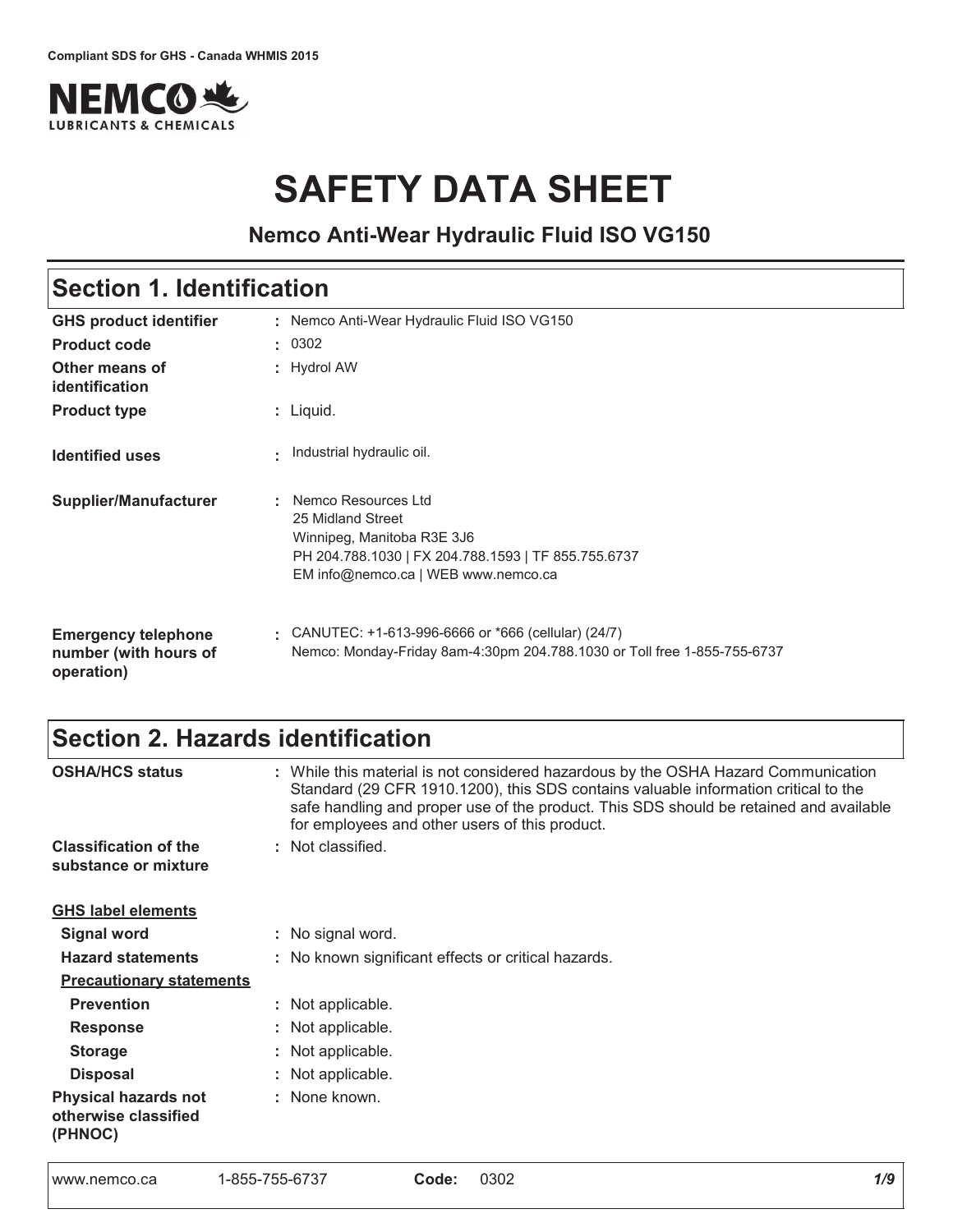Compliant SDS for GHS - Canada WHMIS 2015

NEMCO LUBRICANTS & CHEMICALS

# SAFETY DATA SHEET

### Nemco Anti-Wear Hydraulic Fluid ISO VG150

## Section 1. Identification

| | |
|---|---|
| **GHS product identifier** | : Nemco Anti-Wear Hydraulic Fluid ISO VG150 |
| **Product code** | : 0302 |
| **Other means of identification** | : Hydrol AW |
| **Product type** | : Liquid. |
| **Identified uses** | : Industrial hydraulic oil. |
| **Supplier/Manufacturer** | : Nemco Resources Ltd<br>25 Midland Street<br>Winnipeg, Manitoba R3E 3J6<br>PH 204.788.1030 \| FX 204.788.1593 \| TF 855.755.6737<br>EM info@nemco.ca \| WEB www.nemco.ca |
| **Emergency telephone number (with hours of operation)** | : CANUTEC: +1-613-996-6666 or *666 (cellular) (24/7)<br>Nemco: Monday-Friday 8am-4:30pm 204.788.1030 or Toll free 1-855-755-6737 |

## Section 2. Hazards identification

| | |
|---|---|
| **OSHA/HCS status** | : While this material is not considered hazardous by the OSHA Hazard Communication Standard (29 CFR 1910.1200), this SDS contains valuable information critical to the safe handling and proper use of the product. This SDS should be retained and available for employees and other users of this product. |
| **Classification of the substance or mixture** | : Not classified. |

**GHS label elements**

| | |
|---|---|
| **Signal word** | : No signal word. |
| **Hazard statements** | : No known significant effects or critical hazards. |

**Precautionary statements**

| | |
|---|---|
| **Prevention** | : Not applicable. |
| **Response** | : Not applicable. |
| **Storage** | : Not applicable. |
| **Disposal** | : Not applicable. |
| **Physical hazards not otherwise classified (PHNOC)** | : None known. |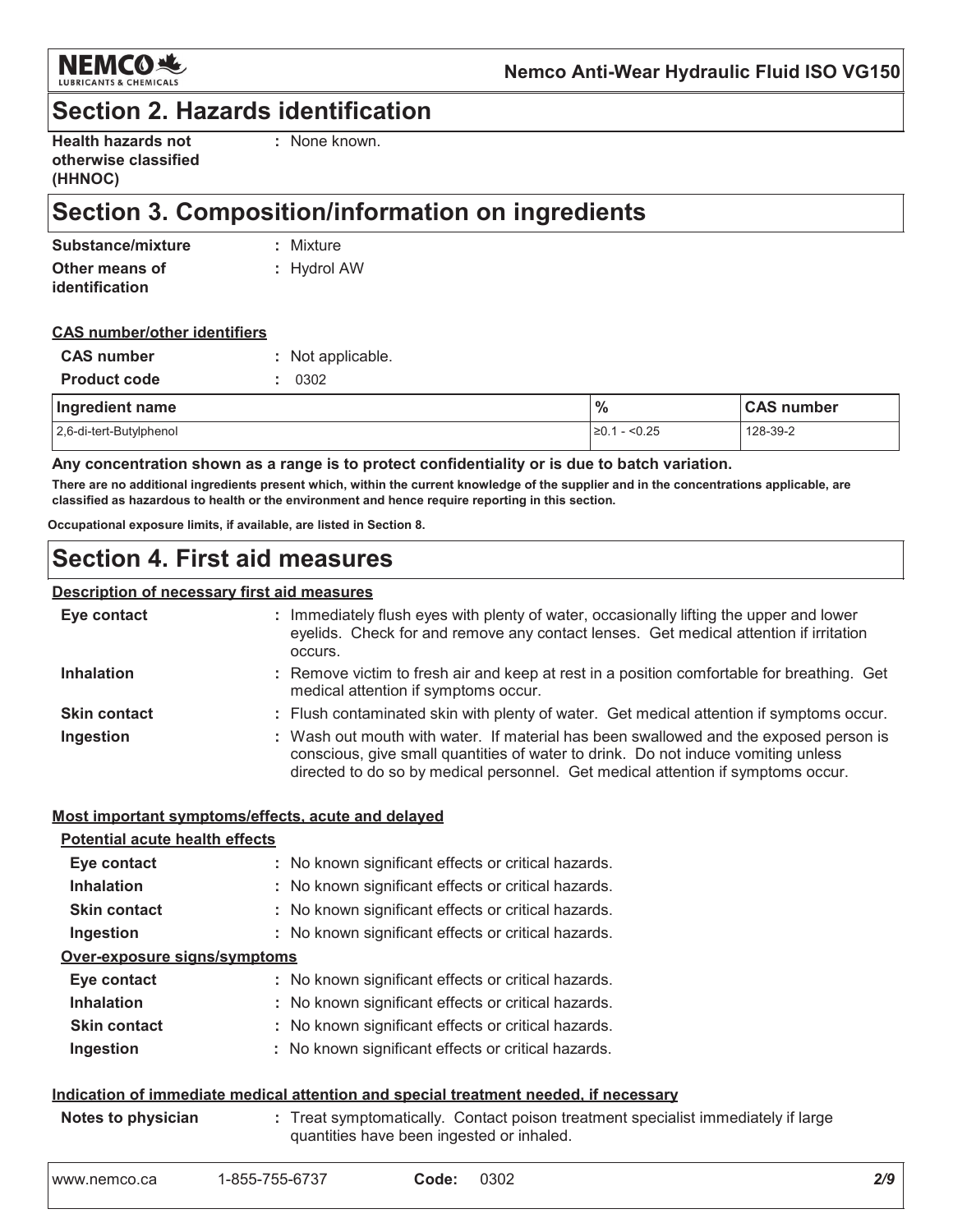## Section 2. Hazards identification

**Health hazards not otherwise classified (HHNOC)** : None known.

## Section 3. Composition/information on ingredients

**Substance/mixture** : Mixture

**Other means of identification** : Hydrol AW

**CAS number/other identifiers**

**CAS number** : Not applicable.

**Product code** : 0302

| Ingredient name | % | CAS number |
|---|---|---|
| 2,6-di-tert-Butylphenol | ≥0.1 - <0.25 | 128-39-2 |

**Any concentration shown as a range is to protect confidentiality or is due to batch variation.**

**There are no additional ingredients present which, within the current knowledge of the supplier and in the concentrations applicable, are classified as hazardous to health or the environment and hence require reporting in this section.**

**Occupational exposure limits, if available, are listed in Section 8.**

## Section 4. First aid measures

**Description of necessary first aid measures**

**Eye contact** : Immediately flush eyes with plenty of water, occasionally lifting the upper and lower eyelids. Check for and remove any contact lenses. Get medical attention if irritation occurs.

**Inhalation** : Remove victim to fresh air and keep at rest in a position comfortable for breathing. Get medical attention if symptoms occur.

**Skin contact** : Flush contaminated skin with plenty of water. Get medical attention if symptoms occur.

**Ingestion** : Wash out mouth with water. If material has been swallowed and the exposed person is conscious, give small quantities of water to drink. Do not induce vomiting unless directed to do so by medical personnel. Get medical attention if symptoms occur.

**Most important symptoms/effects, acute and delayed**

**Potential acute health effects**

**Eye contact** : No known significant effects or critical hazards.

**Inhalation** : No known significant effects or critical hazards.

**Skin contact** : No known significant effects or critical hazards.

**Ingestion** : No known significant effects or critical hazards.

**Over-exposure signs/symptoms**

**Eye contact** : No known significant effects or critical hazards.

**Inhalation** : No known significant effects or critical hazards.

**Skin contact** : No known significant effects or critical hazards.

**Ingestion** : No known significant effects or critical hazards.

**Indication of immediate medical attention and special treatment needed, if necessary**

**Notes to physician** : Treat symptomatically. Contact poison treatment specialist immediately if large quantities have been ingested or inhaled.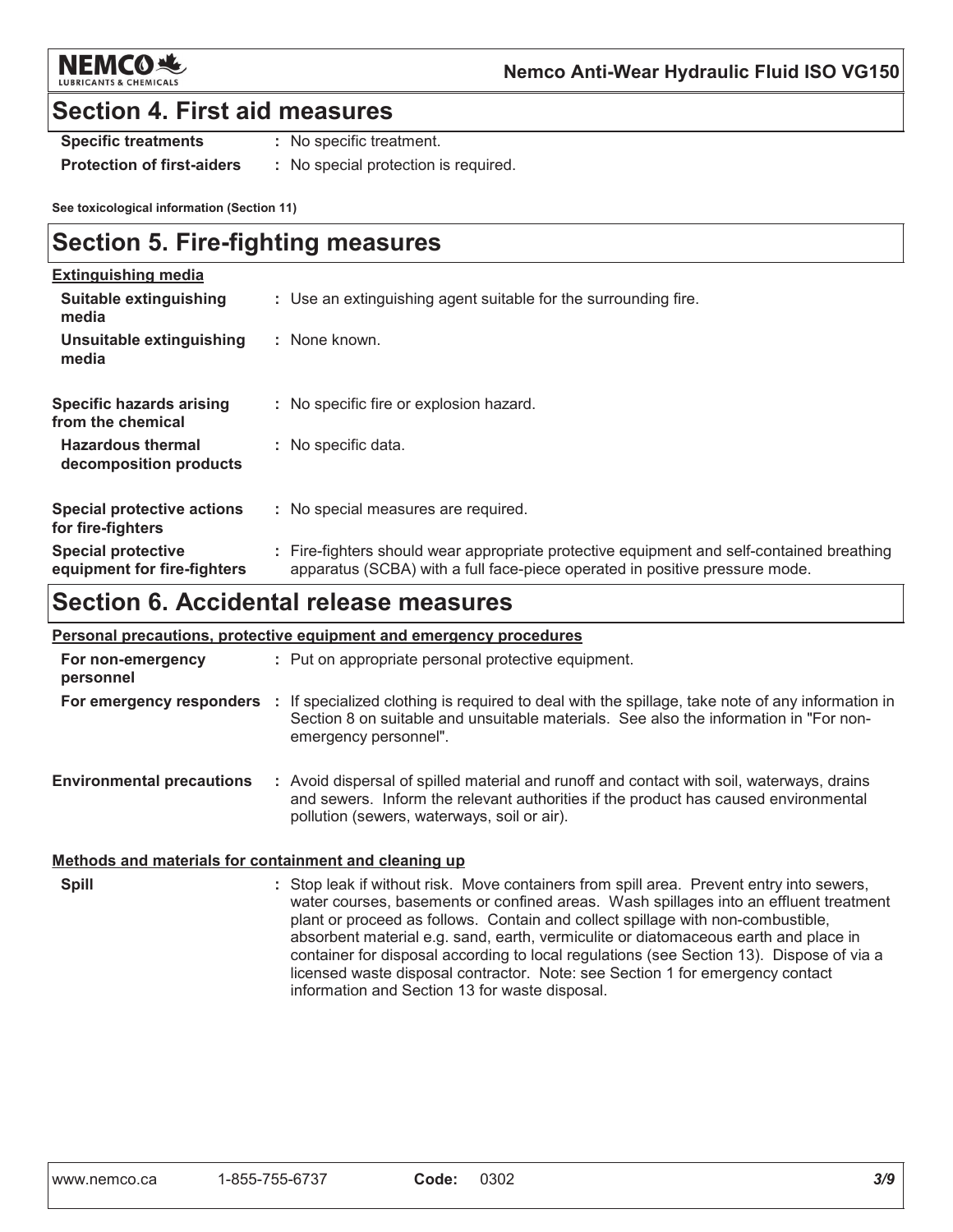## Section 4. First aid measures

| | |
|---|---|
| **Specific treatments** | : No specific treatment. |
| **Protection of first-aiders** | : No special protection is required. |

**See toxicological information (Section 11)**

## Section 5. Fire-fighting measures

**Extinguishing media**

| | |
|---|---|
| **Suitable extinguishing media** | : Use an extinguishing agent suitable for the surrounding fire. |
| **Unsuitable extinguishing media** | : None known. |
| **Specific hazards arising from the chemical** | : No specific fire or explosion hazard. |
| **Hazardous thermal decomposition products** | : No specific data. |
| **Special protective actions for fire-fighters** | : No special measures are required. |
| **Special protective equipment for fire-fighters** | : Fire-fighters should wear appropriate protective equipment and self-contained breathing apparatus (SCBA) with a full face-piece operated in positive pressure mode. |

## Section 6. Accidental release measures

**Personal precautions, protective equipment and emergency procedures**

| | |
|---|---|
| **For non-emergency personnel** | : Put on appropriate personal protective equipment. |
| **For emergency responders** | : If specialized clothing is required to deal with the spillage, take note of any information in Section 8 on suitable and unsuitable materials. See also the information in "For non-emergency personnel". |
| **Environmental precautions** | : Avoid dispersal of spilled material and runoff and contact with soil, waterways, drains and sewers. Inform the relevant authorities if the product has caused environmental pollution (sewers, waterways, soil or air). |

**Methods and materials for containment and cleaning up**

| | |
|---|---|
| **Spill** | : Stop leak if without risk. Move containers from spill area. Prevent entry into sewers, water courses, basements or confined areas. Wash spillages into an effluent treatment plant or proceed as follows. Contain and collect spillage with non-combustible, absorbent material e.g. sand, earth, vermiculite or diatomaceous earth and place in container for disposal according to local regulations (see Section 13). Dispose of via a licensed waste disposal contractor. Note: see Section 1 for emergency contact information and Section 13 for waste disposal. |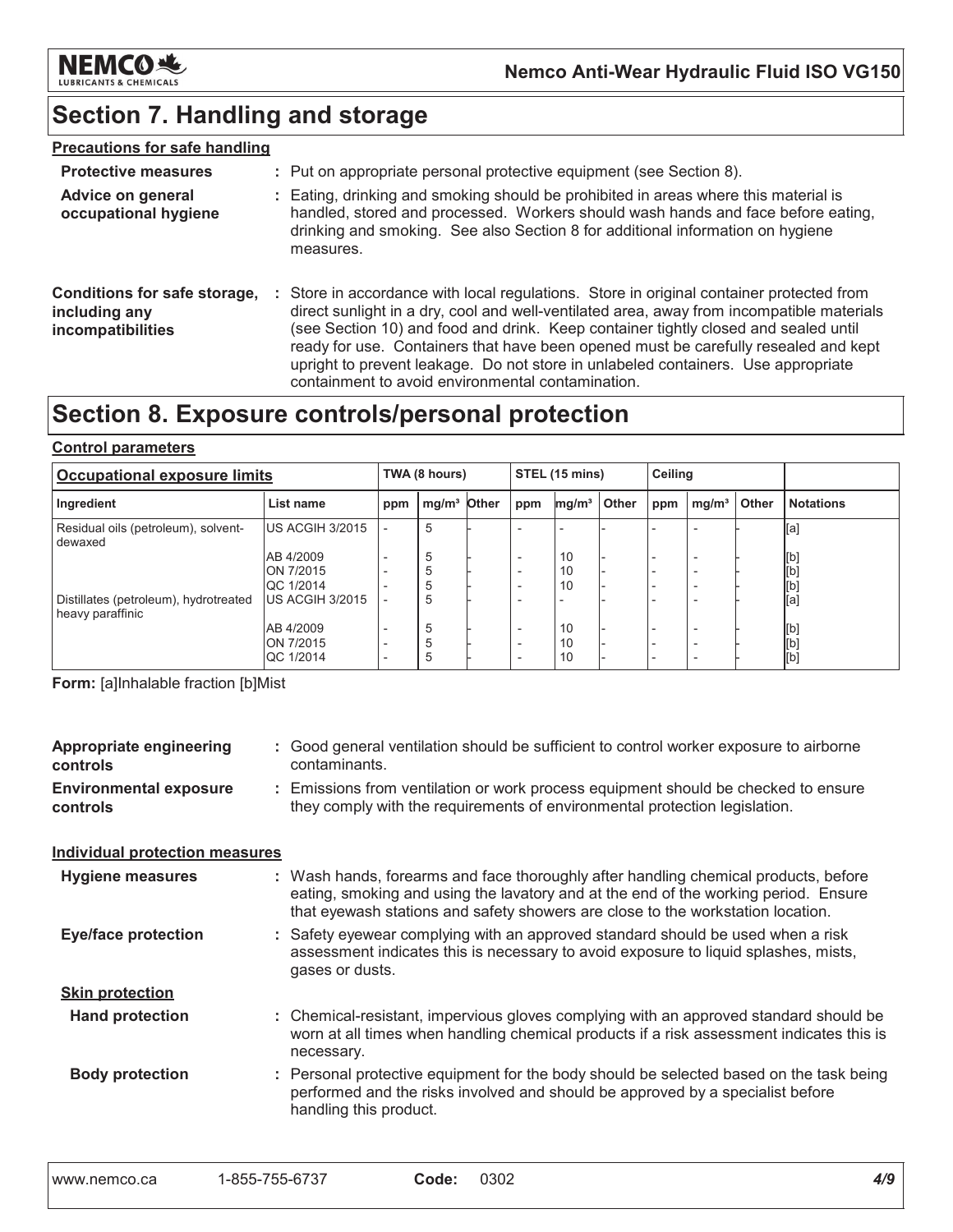# Section 7. Handling and storage

## Precautions for safe handling

**Protective measures** : Put on appropriate personal protective equipment (see Section 8).

**Advice on general occupational hygiene** : Eating, drinking and smoking should be prohibited in areas where this material is handled, stored and processed. Workers should wash hands and face before eating, drinking and smoking. See also Section 8 for additional information on hygiene measures.

**Conditions for safe storage, including any incompatibilities** : Store in accordance with local regulations. Store in original container protected from direct sunlight in a dry, cool and well-ventilated area, away from incompatible materials (see Section 10) and food and drink. Keep container tightly closed and sealed until ready for use. Containers that have been opened must be carefully resealed and kept upright to prevent leakage. Do not store in unlabeled containers. Use appropriate containment to avoid environmental contamination.

# Section 8. Exposure controls/personal protection

## Control parameters

| Occupational exposure limits | | TWA (8 hours) | | | STEL (15 mins) | | | Ceiling | | | |
|---|---|---|---|---|---|---|---|---|---|---|---|
| Ingredient | List name | ppm | mg/m³ | Other | ppm | mg/m³ | Other | ppm | mg/m³ | Other | Notations |
| Residual oils (petroleum), solvent-dewaxed | US ACGIH 3/2015 | - | 5 | - | - | - | - | - | - | - | [a] |
| | AB 4/2009 | - | 5 | - | - | 10 | - | - | - | - | [b] |
| | ON 7/2015 | - | 5 | - | - | 10 | - | - | - | - | [b] |
| | QC 1/2014 | - | 5 | - | - | 10 | - | - | - | - | [b] |
| Distillates (petroleum), hydrotreated heavy paraffinic | US ACGIH 3/2015 | - | 5 | - | - | - | - | - | - | - | [a] |
| | AB 4/2009 | - | 5 | - | - | 10 | - | - | - | - | [b] |
| | ON 7/2015 | - | 5 | - | - | 10 | - | - | - | - | [b] |
| | QC 1/2014 | - | 5 | - | - | 10 | - | - | - | - | [b] |

**Form:** [a]Inhalable fraction [b]Mist

**Appropriate engineering controls** : Good general ventilation should be sufficient to control worker exposure to airborne contaminants.

**Environmental exposure controls** : Emissions from ventilation or work process equipment should be checked to ensure they comply with the requirements of environmental protection legislation.

## Individual protection measures

**Hygiene measures** : Wash hands, forearms and face thoroughly after handling chemical products, before eating, smoking and using the lavatory and at the end of the working period. Ensure that eyewash stations and safety showers are close to the workstation location.

**Eye/face protection** : Safety eyewear complying with an approved standard should be used when a risk assessment indicates this is necessary to avoid exposure to liquid splashes, mists, gases or dusts.

### Skin protection

**Hand protection** : Chemical-resistant, impervious gloves complying with an approved standard should be worn at all times when handling chemical products if a risk assessment indicates this is necessary.

**Body protection** : Personal protective equipment for the body should be selected based on the task being performed and the risks involved and should be approved by a specialist before handling this product.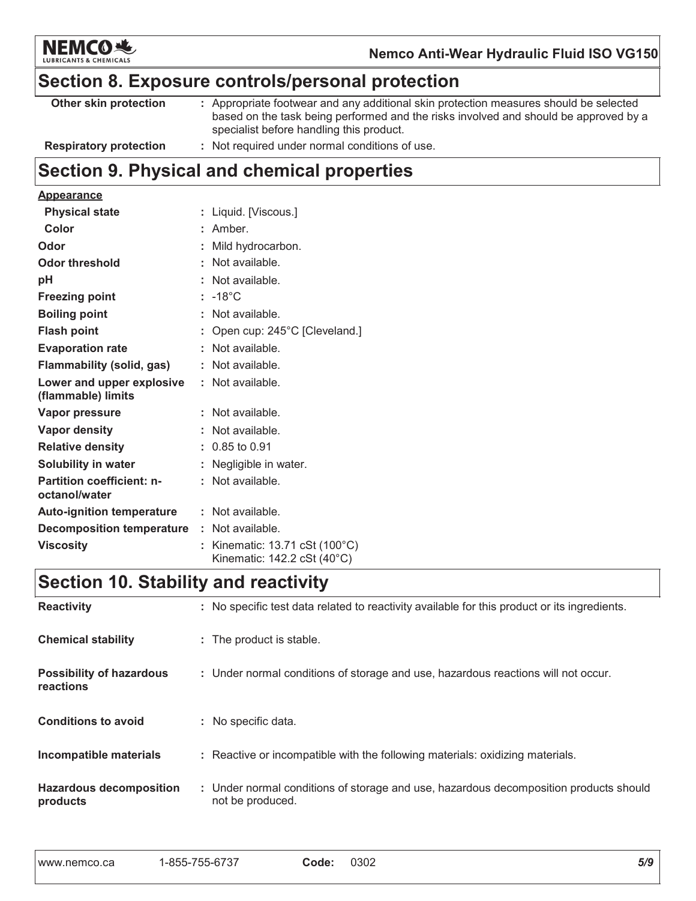## Section 8. Exposure controls/personal protection

| | |
|---|---|
| **Other skin protection** | : Appropriate footwear and any additional skin protection measures should be selected based on the task being performed and the risks involved and should be approved by a specialist before handling this product. |
| **Respiratory protection** | : Not required under normal conditions of use. |

## Section 9. Physical and chemical properties

**Appearance**

| | |
|---|---|
| **Physical state** | : Liquid. [Viscous.] |
| **Color** | : Amber. |
| **Odor** | : Mild hydrocarbon. |
| **Odor threshold** | : Not available. |
| **pH** | : Not available. |
| **Freezing point** | : -18°C |
| **Boiling point** | : Not available. |
| **Flash point** | : Open cup: 245°C [Cleveland.] |
| **Evaporation rate** | : Not available. |
| **Flammability (solid, gas)** | : Not available. |
| **Lower and upper explosive (flammable) limits** | : Not available. |
| **Vapor pressure** | : Not available. |
| **Vapor density** | : Not available. |
| **Relative density** | : 0.85 to 0.91 |
| **Solubility in water** | : Negligible in water. |
| **Partition coefficient: n-octanol/water** | : Not available. |
| **Auto-ignition temperature** | : Not available. |
| **Decomposition temperature** | : Not available. |
| **Viscosity** | : Kinematic: 13.71 cSt (100°C)<br>Kinematic: 142.2 cSt (40°C) |

## Section 10. Stability and reactivity

| | |
|---|---|
| **Reactivity** | : No specific test data related to reactivity available for this product or its ingredients. |
| **Chemical stability** | : The product is stable. |
| **Possibility of hazardous reactions** | : Under normal conditions of storage and use, hazardous reactions will not occur. |
| **Conditions to avoid** | : No specific data. |
| **Incompatible materials** | : Reactive or incompatible with the following materials: oxidizing materials. |
| **Hazardous decomposition products** | : Under normal conditions of storage and use, hazardous decomposition products should not be produced. |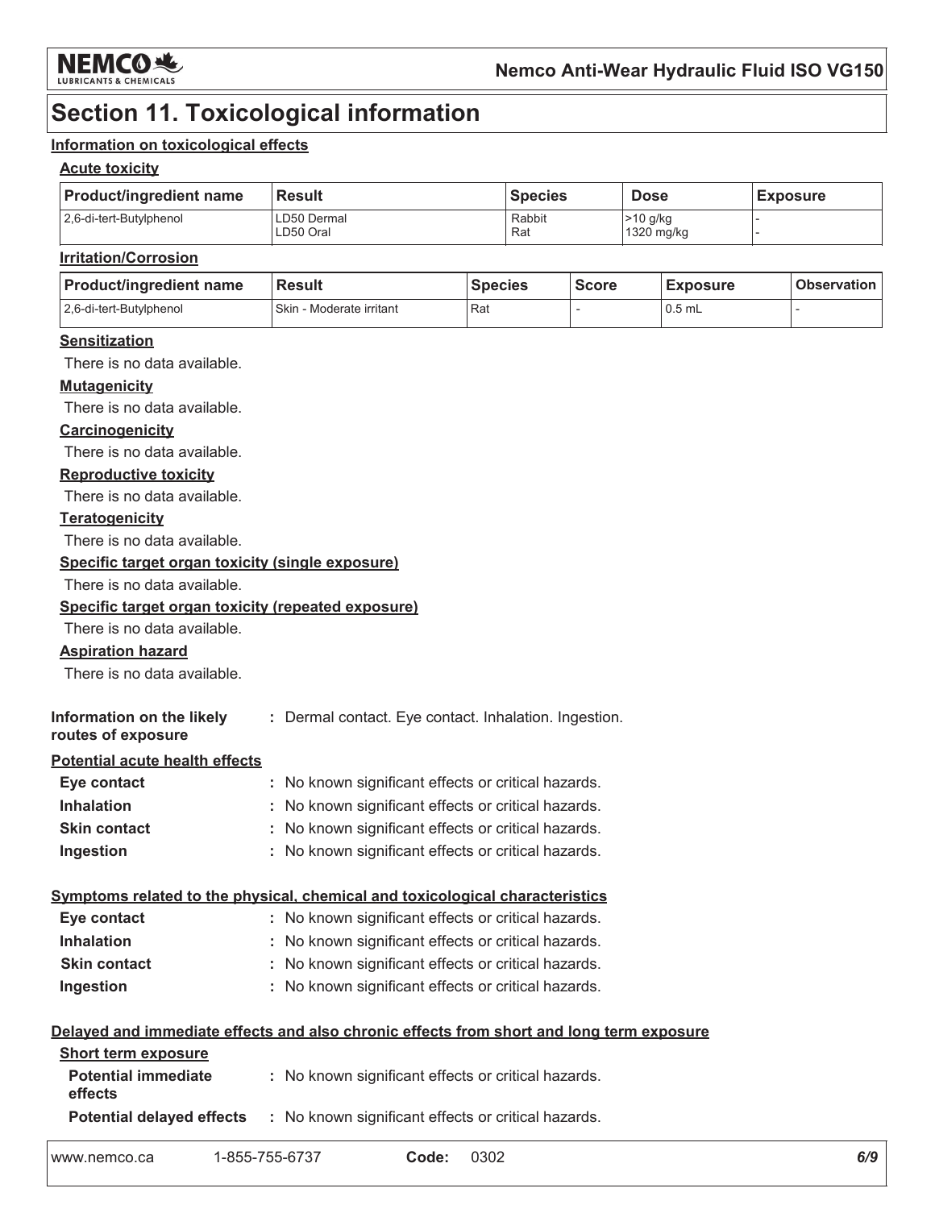# Section 11. Toxicological information

## Information on toxicological effects

### Acute toxicity

| Product/ingredient name | Result | Species | Dose | Exposure |
|---|---|---|---|---|
| 2,6-di-tert-Butylphenol | LD50 Dermal<br>LD50 Oral | Rabbit<br>Rat | >10 g/kg<br>1320 mg/kg | -<br>- |

### Irritation/Corrosion

| Product/ingredient name | Result | Species | Score | Exposure | Observation |
|---|---|---|---|---|---|
| 2,6-di-tert-Butylphenol | Skin - Moderate irritant | Rat | - | 0.5 mL | - |

### Sensitization

There is no data available.

### Mutagenicity

There is no data available.

### Carcinogenicity

There is no data available.

### Reproductive toxicity

There is no data available.

### Teratogenicity

There is no data available.

### Specific target organ toxicity (single exposure)

There is no data available.

### Specific target organ toxicity (repeated exposure)

There is no data available.

### Aspiration hazard

There is no data available.

**Information on the likely routes of exposure** : Dermal contact. Eye contact. Inhalation. Ingestion.

## Potential acute health effects

**Eye contact** : No known significant effects or critical hazards.

**Inhalation** : No known significant effects or critical hazards.

**Skin contact** : No known significant effects or critical hazards.

**Ingestion** : No known significant effects or critical hazards.

## Symptoms related to the physical, chemical and toxicological characteristics

**Eye contact** : No known significant effects or critical hazards.

**Inhalation** : No known significant effects or critical hazards.

**Skin contact** : No known significant effects or critical hazards.

**Ingestion** : No known significant effects or critical hazards.

## Delayed and immediate effects and also chronic effects from short and long term exposure

### Short term exposure

**Potential immediate effects** : No known significant effects or critical hazards.

**Potential delayed effects** : No known significant effects or critical hazards.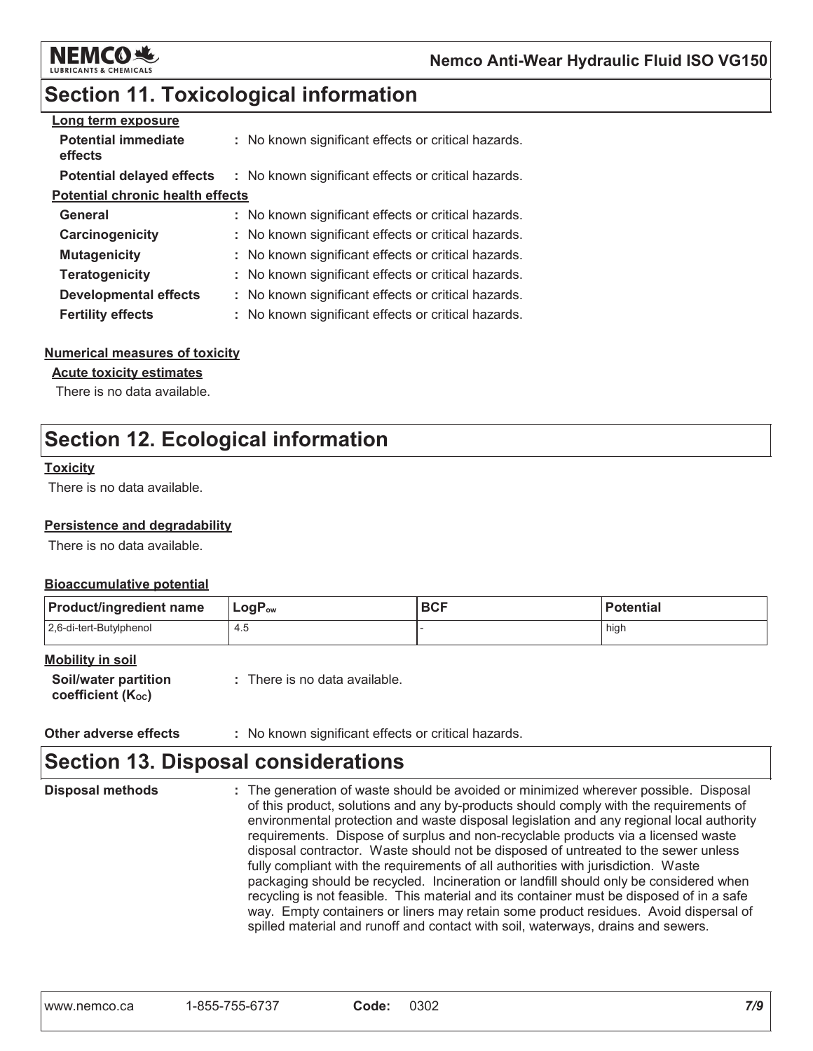## Section 11. Toxicological information

**Long term exposure**

| | |
|---|---|
| **Potential immediate effects** | : No known significant effects or critical hazards. |
| **Potential delayed effects** | : No known significant effects or critical hazards. |

**Potential chronic health effects**

| | |
|---|---|
| **General** | : No known significant effects or critical hazards. |
| **Carcinogenicity** | : No known significant effects or critical hazards. |
| **Mutagenicity** | : No known significant effects or critical hazards. |
| **Teratogenicity** | : No known significant effects or critical hazards. |
| **Developmental effects** | : No known significant effects or critical hazards. |
| **Fertility effects** | : No known significant effects or critical hazards. |

**Numerical measures of toxicity**

**Acute toxicity estimates**

There is no data available.

## Section 12. Ecological information

**Toxicity**

There is no data available.

**Persistence and degradability**

There is no data available.

**Bioaccumulative potential**

| Product/ingredient name | $LogP_{ow}$ | BCF | Potential |
|---|---|---|---|
| 2,6-di-tert-Butylphenol | 4.5 | - | high |

**Mobility in soil**

**Soil/water partition coefficient ($K_{OC}$)** : There is no data available.

**Other adverse effects** : No known significant effects or critical hazards.

## Section 13. Disposal considerations

**Disposal methods** : The generation of waste should be avoided or minimized wherever possible. Disposal of this product, solutions and any by-products should comply with the requirements of environmental protection and waste disposal legislation and any regional local authority requirements. Dispose of surplus and non-recyclable products via a licensed waste disposal contractor. Waste should not be disposed of untreated to the sewer unless fully compliant with the requirements of all authorities with jurisdiction. Waste packaging should be recycled. Incineration or landfill should only be considered when recycling is not feasible. This material and its container must be disposed of in a safe way. Empty containers or liners may retain some product residues. Avoid dispersal of spilled material and runoff and contact with soil, waterways, drains and sewers.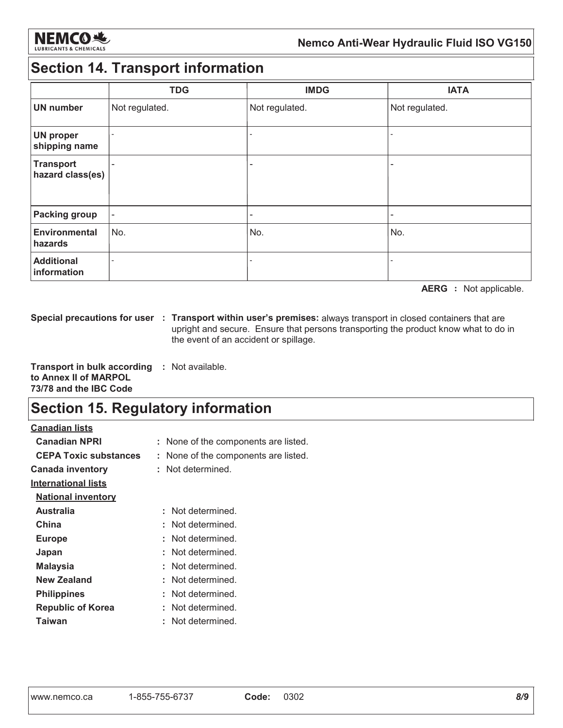# Section 14. Transport information

| | TDG | IMDG | IATA |
|---|---|---|---|
| **UN number** | Not regulated. | Not regulated. | Not regulated. |
| **UN proper shipping name** | - | - | - |
| **Transport hazard class(es)** | - | - | - |
| **Packing group** | - | - | - |
| **Environmental hazards** | No. | No. | No. |
| **Additional information** | - | - | - |

**AERG :** Not applicable.

**Special precautions for user :** **Transport within user's premises:** always transport in closed containers that are upright and secure. Ensure that persons transporting the product know what to do in the event of an accident or spillage.

**Transport in bulk according to Annex II of MARPOL 73/78 and the IBC Code :** Not available.

# Section 15. Regulatory information

**Canadian lists**

- **Canadian NPRI** : None of the components are listed.
- **CEPA Toxic substances** : None of the components are listed.

**Canada inventory** : Not determined.

**International lists**

**National inventory**

- **Australia** : Not determined.
- **China** : Not determined.
- **Europe** : Not determined.
- **Japan** : Not determined.
- **Malaysia** : Not determined.
- **New Zealand** : Not determined.
- **Philippines** : Not determined.
- **Republic of Korea** : Not determined.
- **Taiwan** : Not determined.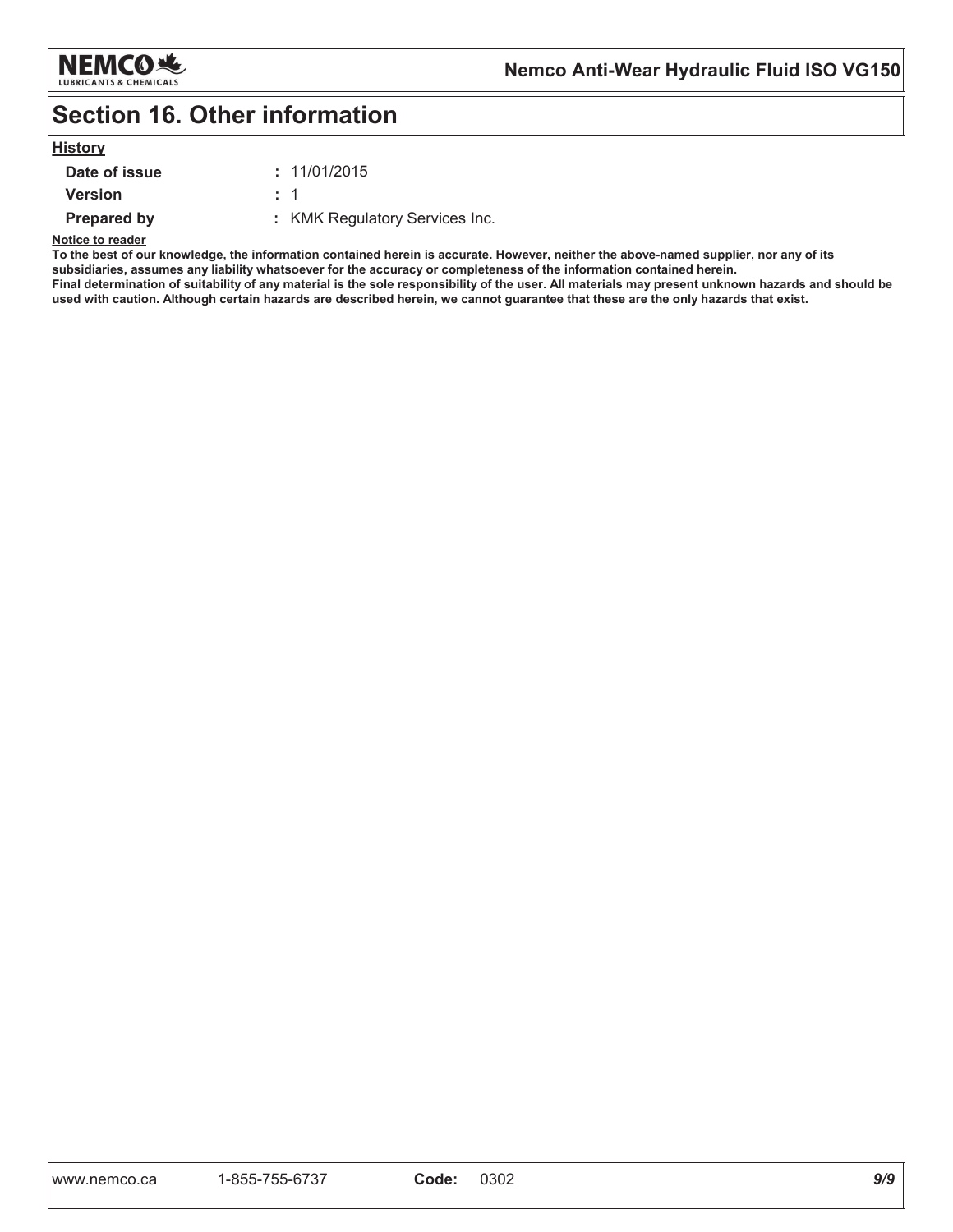## Section 16. Other information

**History**

**Date of issue** : 11/01/2015

**Version** : 1

**Prepared by** : KMK Regulatory Services Inc.

**Notice to reader**

**To the best of our knowledge, the information contained herein is accurate. However, neither the above-named supplier, nor any of its subsidiaries, assumes any liability whatsoever for the accuracy or completeness of the information contained herein.**
**Final determination of suitability of any material is the sole responsibility of the user. All materials may present unknown hazards and should be used with caution. Although certain hazards are described herein, we cannot guarantee that these are the only hazards that exist.**